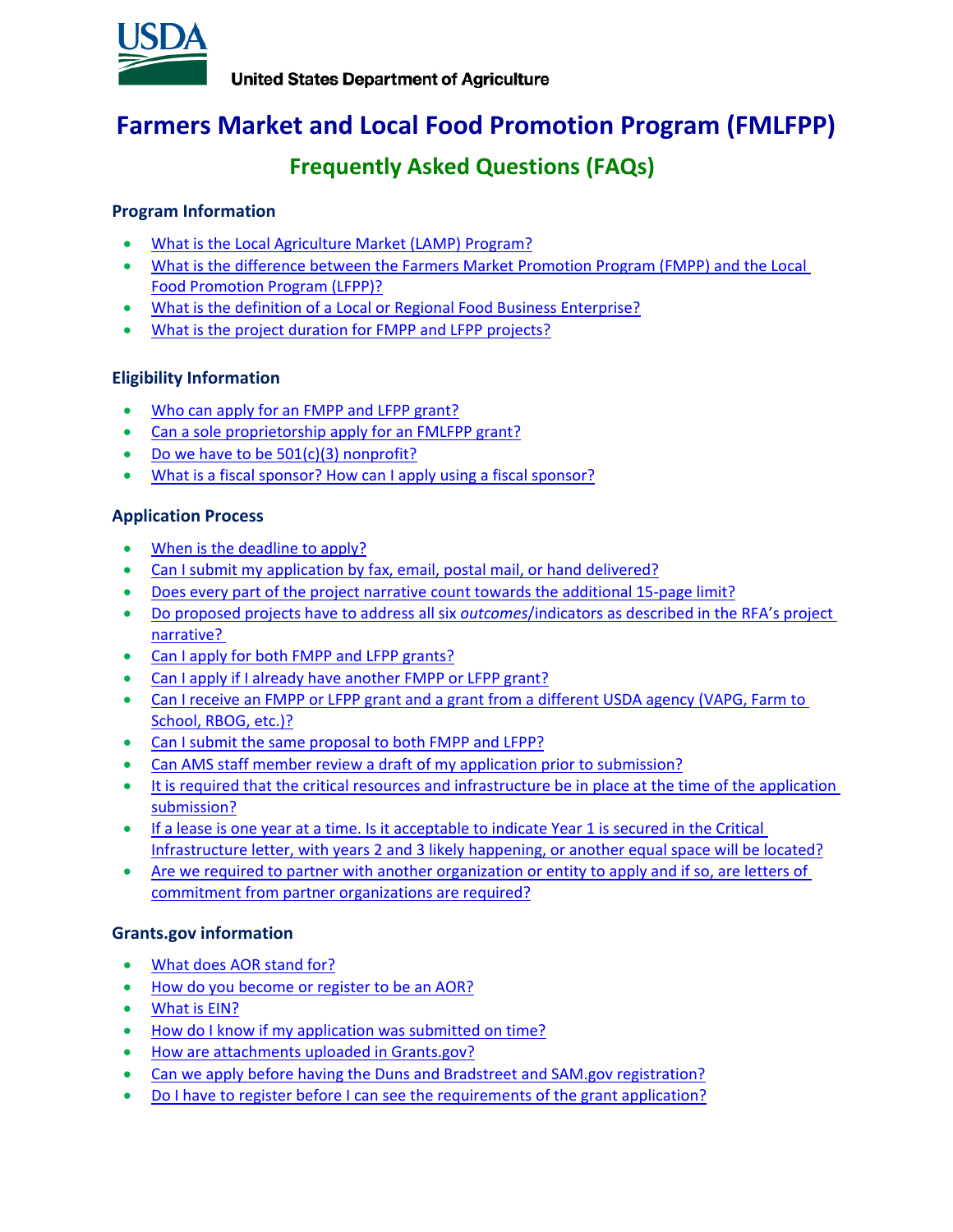USDA

United States Department of Agriculture

# Farmers Market and Local Food Promotion Program (FMLFPP)

## Frequently Asked Questions (FAQs)

### Program Information

- What is the Local Agriculture Market (LAMP) Program?
- What is the difference between the Farmers Market Promotion Program (FMPP) and the Local Food Promotion Program (LFPP)?
- What is the definition of a Local or Regional Food Business Enterprise?
- What is the project duration for FMPP and LFPP projects?

### Eligibility Information

- Who can apply for an FMPP and LFPP grant?
- Can a sole proprietorship apply for an FMLFPP grant?
- Do we have to be 501(c)(3) nonprofit?
- What is a fiscal sponsor? How can I apply using a fiscal sponsor?

### Application Process

- When is the deadline to apply?
- Can I submit my application by fax, email, postal mail, or hand delivered?
- Does every part of the project narrative count towards the additional 15-page limit?
- Do proposed projects have to address all six *outcomes*/indicators as described in the RFA's project narrative?
- Can I apply for both FMPP and LFPP grants?
- Can I apply if I already have another FMPP or LFPP grant?
- Can I receive an FMPP or LFPP grant and a grant from a different USDA agency (VAPG, Farm to School, RBOG, etc.)?
- Can I submit the same proposal to both FMPP and LFPP?
- Can AMS staff member review a draft of my application prior to submission?
- It is required that the critical resources and infrastructure be in place at the time of the application submission?
- If a lease is one year at a time. Is it acceptable to indicate Year 1 is secured in the Critical Infrastructure letter, with years 2 and 3 likely happening, or another equal space will be located?
- Are we required to partner with another organization or entity to apply and if so, are letters of commitment from partner organizations are required?

### Grants.gov information

- What does AOR stand for?
- How do you become or register to be an AOR?
- What is EIN?
- How do I know if my application was submitted on time?
- How are attachments uploaded in Grants.gov?
- Can we apply before having the Duns and Bradstreet and SAM.gov registration?
- Do I have to register before I can see the requirements of the grant application?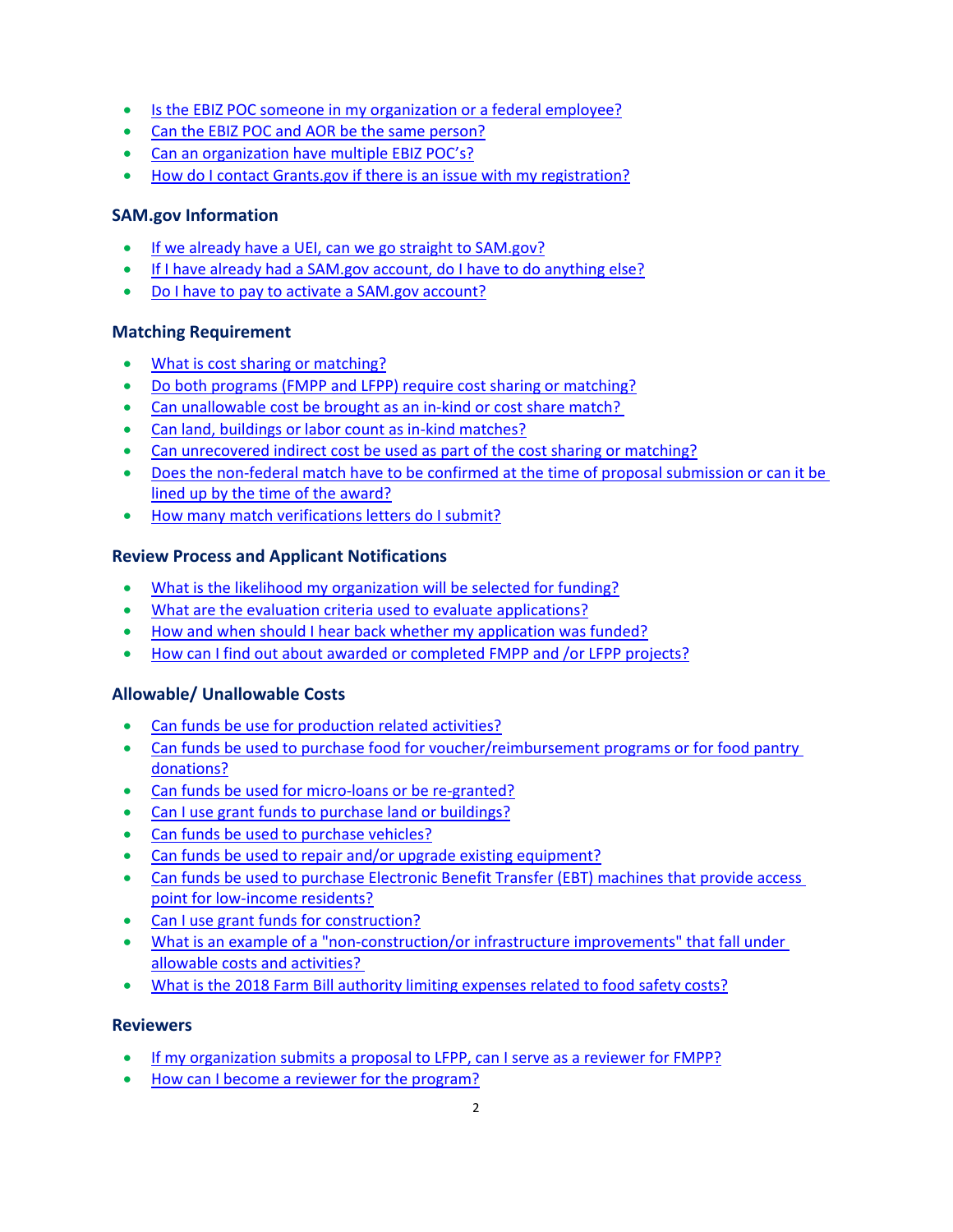- Is the EBIZ POC someone in my organization or a federal employee?
- Can the EBIZ POC and AOR be the same person?
- Can an organization have multiple EBIZ POC's?
- How do I contact Grants.gov if there is an issue with my registration?

### SAM.gov Information

- If we already have a UEI, can we go straight to SAM.gov?
- If I have already had a SAM.gov account, do I have to do anything else?
- Do I have to pay to activate a SAM.gov account?

### Matching Requirement

- What is cost sharing or matching?
- Do both programs (FMPP and LFPP) require cost sharing or matching?
- Can unallowable cost be brought as an in-kind or cost share match?
- Can land, buildings or labor count as in-kind matches?
- Can unrecovered indirect cost be used as part of the cost sharing or matching?
- Does the non-federal match have to be confirmed at the time of proposal submission or can it be lined up by the time of the award?
- How many match verifications letters do I submit?

### Review Process and Applicant Notifications

- What is the likelihood my organization will be selected for funding?
- What are the evaluation criteria used to evaluate applications?
- How and when should I hear back whether my application was funded?
- How can I find out about awarded or completed FMPP and /or LFPP projects?

### Allowable/ Unallowable Costs

- Can funds be use for production related activities?
- Can funds be used to purchase food for voucher/reimbursement programs or for food pantry donations?
- Can funds be used for micro-loans or be re-granted?
- Can I use grant funds to purchase land or buildings?
- Can funds be used to purchase vehicles?
- Can funds be used to repair and/or upgrade existing equipment?
- Can funds be used to purchase Electronic Benefit Transfer (EBT) machines that provide access point for low-income residents?
- Can I use grant funds for construction?
- What is an example of a "non-construction/or infrastructure improvements" that fall under allowable costs and activities?
- What is the 2018 Farm Bill authority limiting expenses related to food safety costs?

### Reviewers

- If my organization submits a proposal to LFPP, can I serve as a reviewer for FMPP?
- How can I become a reviewer for the program?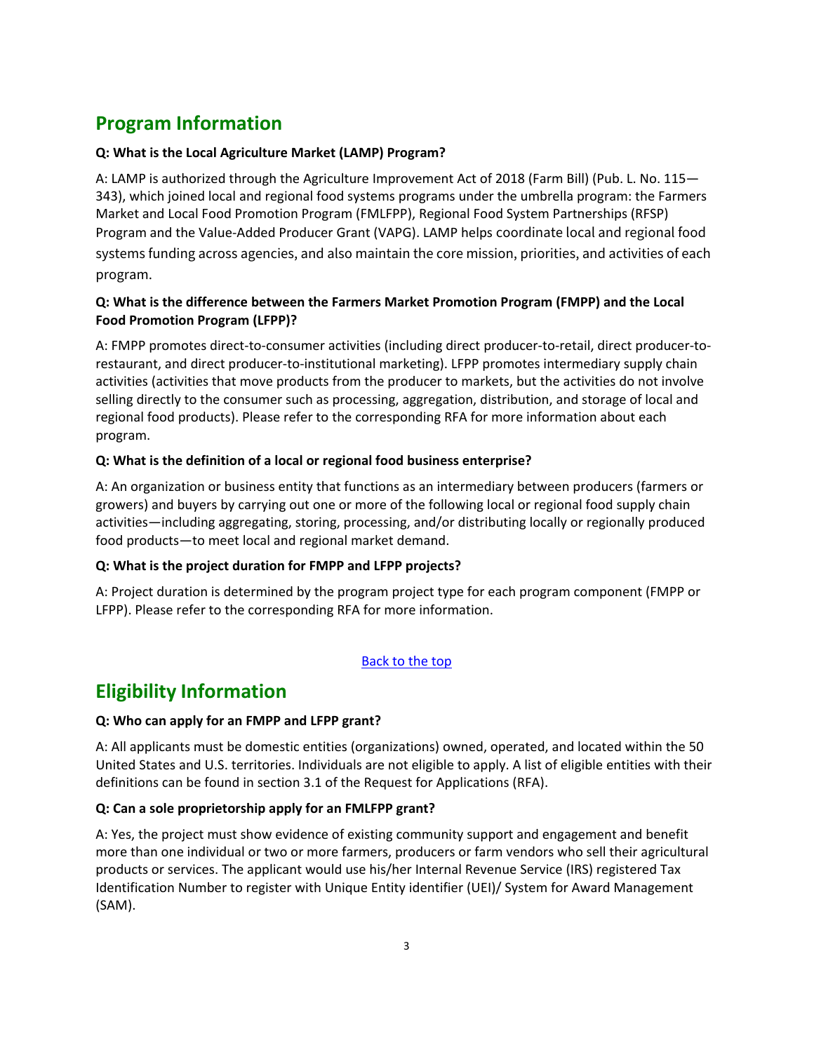## Program Information

**Q: What is the Local Agriculture Market (LAMP) Program?**

A: LAMP is authorized through the Agriculture Improvement Act of 2018 (Farm Bill) (Pub. L. No. 115—343), which joined local and regional food systems programs under the umbrella program: the Farmers Market and Local Food Promotion Program (FMLFPP), Regional Food System Partnerships (RFSP) Program and the Value-Added Producer Grant (VAPG). LAMP helps coordinate local and regional food systems funding across agencies, and also maintain the core mission, priorities, and activities of each program.

**Q: What is the difference between the Farmers Market Promotion Program (FMPP) and the Local Food Promotion Program (LFPP)?**

A: FMPP promotes direct-to-consumer activities (including direct producer-to-retail, direct producer-to-restaurant, and direct producer-to-institutional marketing). LFPP promotes intermediary supply chain activities (activities that move products from the producer to markets, but the activities do not involve selling directly to the consumer such as processing, aggregation, distribution, and storage of local and regional food products). Please refer to the corresponding RFA for more information about each program.

**Q: What is the definition of a local or regional food business enterprise?**

A: An organization or business entity that functions as an intermediary between producers (farmers or growers) and buyers by carrying out one or more of the following local or regional food supply chain activities—including aggregating, storing, processing, and/or distributing locally or regionally produced food products—to meet local and regional market demand.

**Q: What is the project duration for FMPP and LFPP projects?**

A: Project duration is determined by the program project type for each program component (FMPP or LFPP). Please refer to the corresponding RFA for more information.

Back to the top

## Eligibility Information

**Q: Who can apply for an FMPP and LFPP grant?**

A: All applicants must be domestic entities (organizations) owned, operated, and located within the 50 United States and U.S. territories. Individuals are not eligible to apply. A list of eligible entities with their definitions can be found in section 3.1 of the Request for Applications (RFA).

**Q: Can a sole proprietorship apply for an FMLFPP grant?**

A: Yes, the project must show evidence of existing community support and engagement and benefit more than one individual or two or more farmers, producers or farm vendors who sell their agricultural products or services. The applicant would use his/her Internal Revenue Service (IRS) registered Tax Identification Number to register with Unique Entity identifier (UEI)/ System for Award Management (SAM).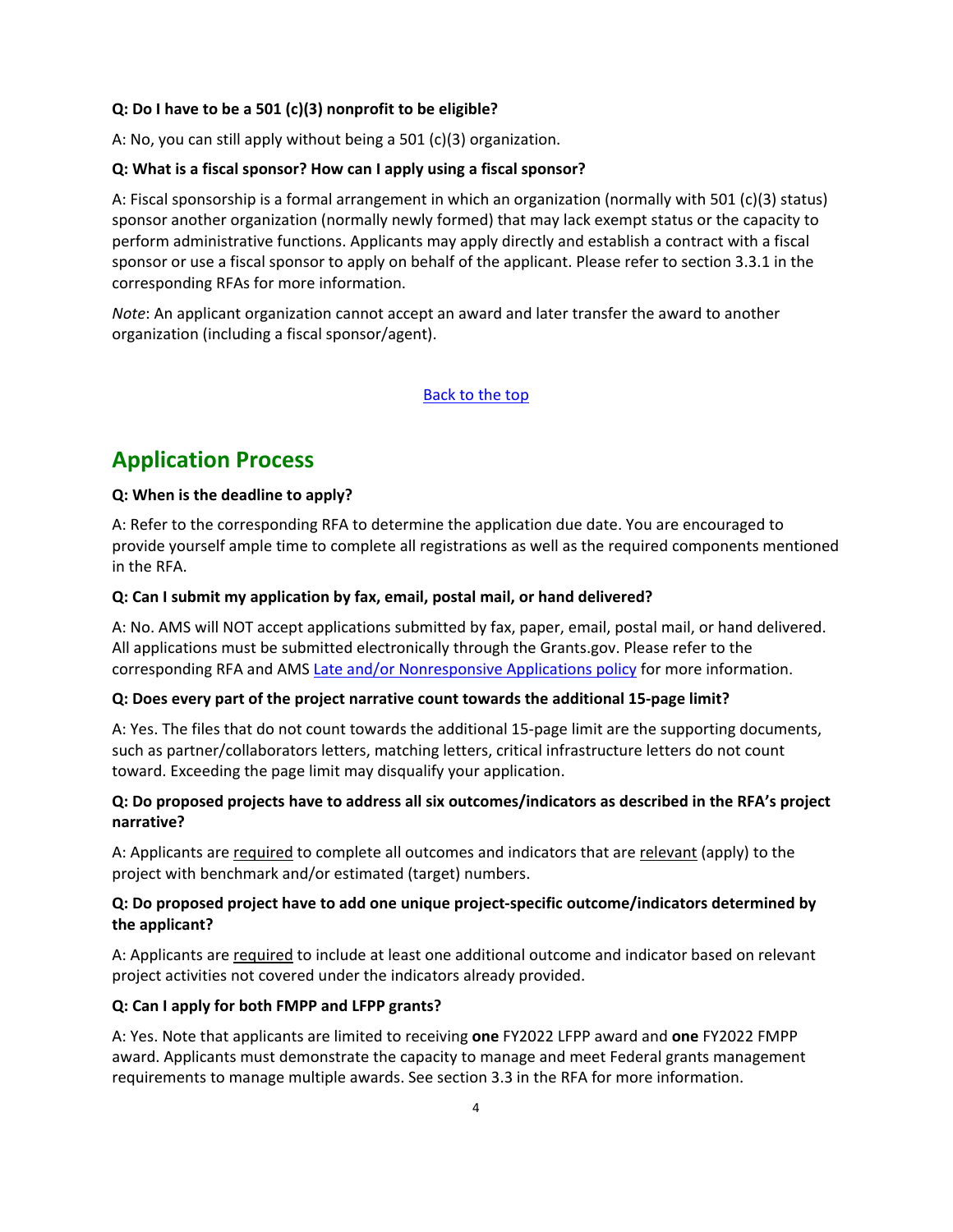**Q: Do I have to be a 501 (c)(3) nonprofit to be eligible?**

A: No, you can still apply without being a 501 (c)(3) organization.

**Q: What is a fiscal sponsor? How can I apply using a fiscal sponsor?**

A: Fiscal sponsorship is a formal arrangement in which an organization (normally with 501 (c)(3) status) sponsor another organization (normally newly formed) that may lack exempt status or the capacity to perform administrative functions. Applicants may apply directly and establish a contract with a fiscal sponsor or use a fiscal sponsor to apply on behalf of the applicant. Please refer to section 3.3.1 in the corresponding RFAs for more information.

*Note*: An applicant organization cannot accept an award and later transfer the award to another organization (including a fiscal sponsor/agent).

Back to the top

## Application Process

**Q: When is the deadline to apply?**

A: Refer to the corresponding RFA to determine the application due date. You are encouraged to provide yourself ample time to complete all registrations as well as the required components mentioned in the RFA.

**Q: Can I submit my application by fax, email, postal mail, or hand delivered?**

A: No. AMS will NOT accept applications submitted by fax, paper, email, postal mail, or hand delivered. All applications must be submitted electronically through the Grants.gov. Please refer to the corresponding RFA and AMS Late and/or Nonresponsive Applications policy for more information.

**Q: Does every part of the project narrative count towards the additional 15-page limit?**

A: Yes. The files that do not count towards the additional 15-page limit are the supporting documents, such as partner/collaborators letters, matching letters, critical infrastructure letters do not count toward. Exceeding the page limit may disqualify your application.

**Q: Do proposed projects have to address all six outcomes/indicators as described in the RFA's project narrative?**

A: Applicants are required to complete all outcomes and indicators that are relevant (apply) to the project with benchmark and/or estimated (target) numbers.

**Q: Do proposed project have to add one unique project-specific outcome/indicators determined by the applicant?**

A: Applicants are required to include at least one additional outcome and indicator based on relevant project activities not covered under the indicators already provided.

**Q: Can I apply for both FMPP and LFPP grants?**

A: Yes. Note that applicants are limited to receiving **one** FY2022 LFPP award and **one** FY2022 FMPP award. Applicants must demonstrate the capacity to manage and meet Federal grants management requirements to manage multiple awards. See section 3.3 in the RFA for more information.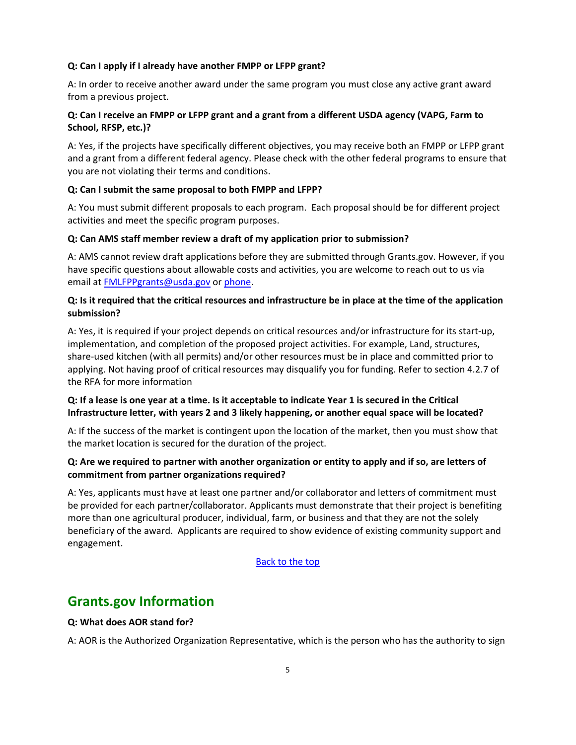**Q: Can I apply if I already have another FMPP or LFPP grant?**

A: In order to receive another award under the same program you must close any active grant award from a previous project.

**Q: Can I receive an FMPP or LFPP grant and a grant from a different USDA agency (VAPG, Farm to School, RFSP, etc.)?**

A: Yes, if the projects have specifically different objectives, you may receive both an FMPP or LFPP grant and a grant from a different federal agency. Please check with the other federal programs to ensure that you are not violating their terms and conditions.

**Q: Can I submit the same proposal to both FMPP and LFPP?**

A: You must submit different proposals to each program. Each proposal should be for different project activities and meet the specific program purposes.

**Q: Can AMS staff member review a draft of my application prior to submission?**

A: AMS cannot review draft applications before they are submitted through Grants.gov. However, if you have specific questions about allowable costs and activities, you are welcome to reach out to us via email at FMLFPPgrants@usda.gov or phone.

**Q: Is it required that the critical resources and infrastructure be in place at the time of the application submission?**

A: Yes, it is required if your project depends on critical resources and/or infrastructure for its start-up, implementation, and completion of the proposed project activities. For example, Land, structures, share-used kitchen (with all permits) and/or other resources must be in place and committed prior to applying. Not having proof of critical resources may disqualify you for funding. Refer to section 4.2.7 of the RFA for more information

**Q: If a lease is one year at a time. Is it acceptable to indicate Year 1 is secured in the Critical Infrastructure letter, with years 2 and 3 likely happening, or another equal space will be located?**

A: If the success of the market is contingent upon the location of the market, then you must show that the market location is secured for the duration of the project.

**Q: Are we required to partner with another organization or entity to apply and if so, are letters of commitment from partner organizations required?**

A: Yes, applicants must have at least one partner and/or collaborator and letters of commitment must be provided for each partner/collaborator. Applicants must demonstrate that their project is benefiting more than one agricultural producer, individual, farm, or business and that they are not the solely beneficiary of the award. Applicants are required to show evidence of existing community support and engagement.

Back to the top

## Grants.gov Information

**Q: What does AOR stand for?**

A: AOR is the Authorized Organization Representative, which is the person who has the authority to sign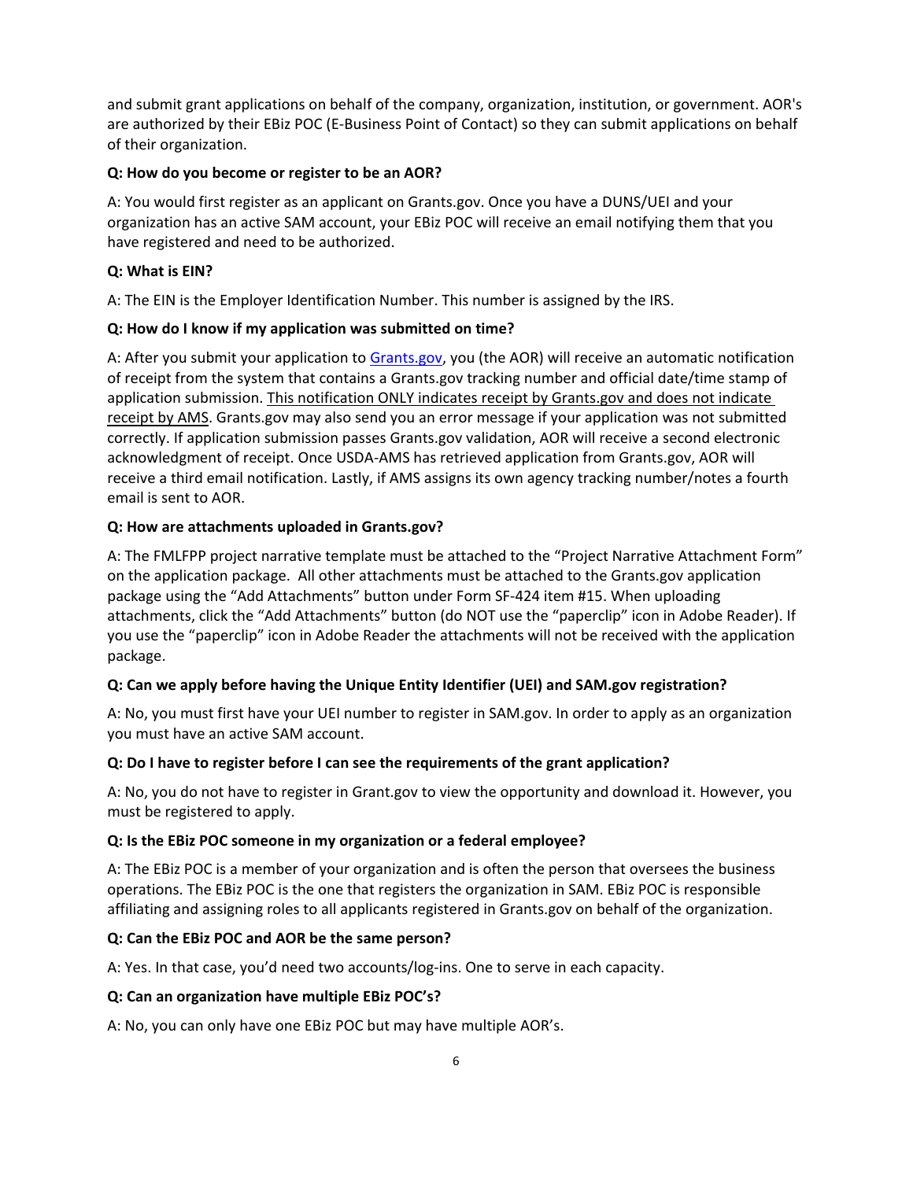and submit grant applications on behalf of the company, organization, institution, or government. AOR's are authorized by their EBiz POC (E-Business Point of Contact) so they can submit applications on behalf of their organization.

**Q: How do you become or register to be an AOR?**

A: You would first register as an applicant on Grants.gov. Once you have a DUNS/UEI and your organization has an active SAM account, your EBiz POC will receive an email notifying them that you have registered and need to be authorized.

**Q: What is EIN?**

A: The EIN is the Employer Identification Number. This number is assigned by the IRS.

**Q: How do I know if my application was submitted on time?**

A: After you submit your application to [Grants.gov](Grants.gov), you (the AOR) will receive an automatic notification of receipt from the system that contains a Grants.gov tracking number and official date/time stamp of application submission. <u>This notification ONLY indicates receipt by Grants.gov and does not indicate receipt by AMS</u>. Grants.gov may also send you an error message if your application was not submitted correctly. If application submission passes Grants.gov validation, AOR will receive a second electronic acknowledgment of receipt. Once USDA-AMS has retrieved application from Grants.gov, AOR will receive a third email notification. Lastly, if AMS assigns its own agency tracking number/notes a fourth email is sent to AOR.

**Q: How are attachments uploaded in Grants.gov?**

A: The FMLFPP project narrative template must be attached to the "Project Narrative Attachment Form" on the application package. All other attachments must be attached to the Grants.gov application package using the "Add Attachments" button under Form SF-424 item #15. When uploading attachments, click the "Add Attachments" button (do NOT use the "paperclip" icon in Adobe Reader). If you use the "paperclip" icon in Adobe Reader the attachments will not be received with the application package.

**Q: Can we apply before having the Unique Entity Identifier (UEI) and SAM.gov registration?**

A: No, you must first have your UEI number to register in SAM.gov. In order to apply as an organization you must have an active SAM account.

**Q: Do I have to register before I can see the requirements of the grant application?**

A: No, you do not have to register in Grant.gov to view the opportunity and download it. However, you must be registered to apply.

**Q: Is the EBiz POC someone in my organization or a federal employee?**

A: The EBiz POC is a member of your organization and is often the person that oversees the business operations. The EBiz POC is the one that registers the organization in SAM. EBiz POC is responsible affiliating and assigning roles to all applicants registered in Grants.gov on behalf of the organization.

**Q: Can the EBiz POC and AOR be the same person?**

A: Yes. In that case, you'd need two accounts/log-ins. One to serve in each capacity.

**Q: Can an organization have multiple EBiz POC's?**

A: No, you can only have one EBiz POC but may have multiple AOR's.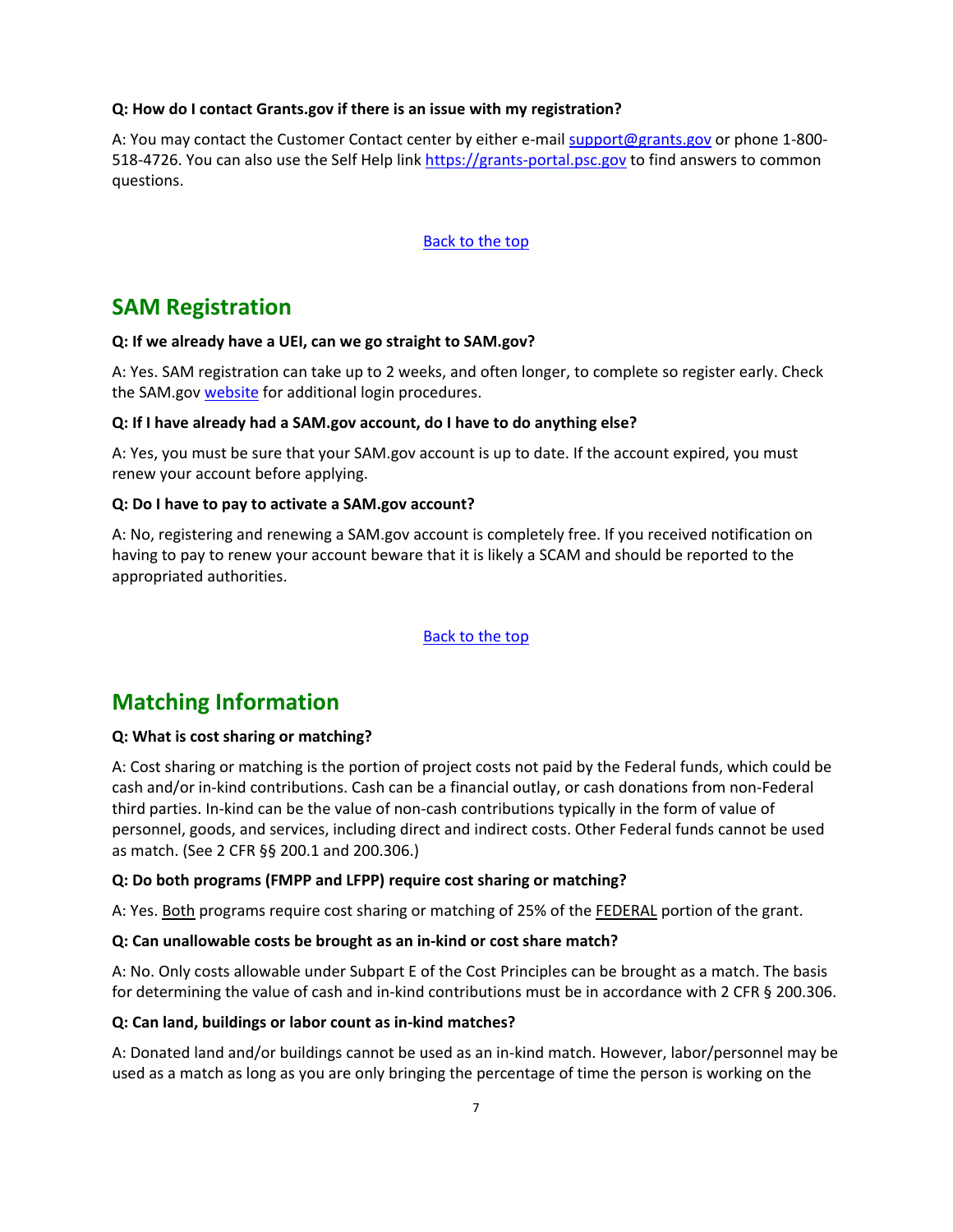**Q: How do I contact Grants.gov if there is an issue with my registration?**

A: You may contact the Customer Contact center by either e-mail support@grants.gov or phone 1-800-518-4726. You can also use the Self Help link https://grants-portal.psc.gov to find answers to common questions.

Back to the top

## SAM Registration

**Q: If we already have a UEI, can we go straight to SAM.gov?**

A: Yes. SAM registration can take up to 2 weeks, and often longer, to complete so register early. Check the SAM.gov website for additional login procedures.

**Q: If I have already had a SAM.gov account, do I have to do anything else?**

A: Yes, you must be sure that your SAM.gov account is up to date. If the account expired, you must renew your account before applying.

**Q: Do I have to pay to activate a SAM.gov account?**

A: No, registering and renewing a SAM.gov account is completely free. If you received notification on having to pay to renew your account beware that it is likely a SCAM and should be reported to the appropriated authorities.

Back to the top

## Matching Information

**Q: What is cost sharing or matching?**

A: Cost sharing or matching is the portion of project costs not paid by the Federal funds, which could be cash and/or in-kind contributions. Cash can be a financial outlay, or cash donations from non-Federal third parties. In-kind can be the value of non-cash contributions typically in the form of value of personnel, goods, and services, including direct and indirect costs. Other Federal funds cannot be used as match. (See 2 CFR §§ 200.1 and 200.306.)

**Q: Do both programs (FMPP and LFPP) require cost sharing or matching?**

A: Yes. Both programs require cost sharing or matching of 25% of the FEDERAL portion of the grant.

**Q: Can unallowable costs be brought as an in-kind or cost share match?**

A: No. Only costs allowable under Subpart E of the Cost Principles can be brought as a match. The basis for determining the value of cash and in-kind contributions must be in accordance with 2 CFR § 200.306.

**Q: Can land, buildings or labor count as in-kind matches?**

A: Donated land and/or buildings cannot be used as an in-kind match. However, labor/personnel may be used as a match as long as you are only bringing the percentage of time the person is working on the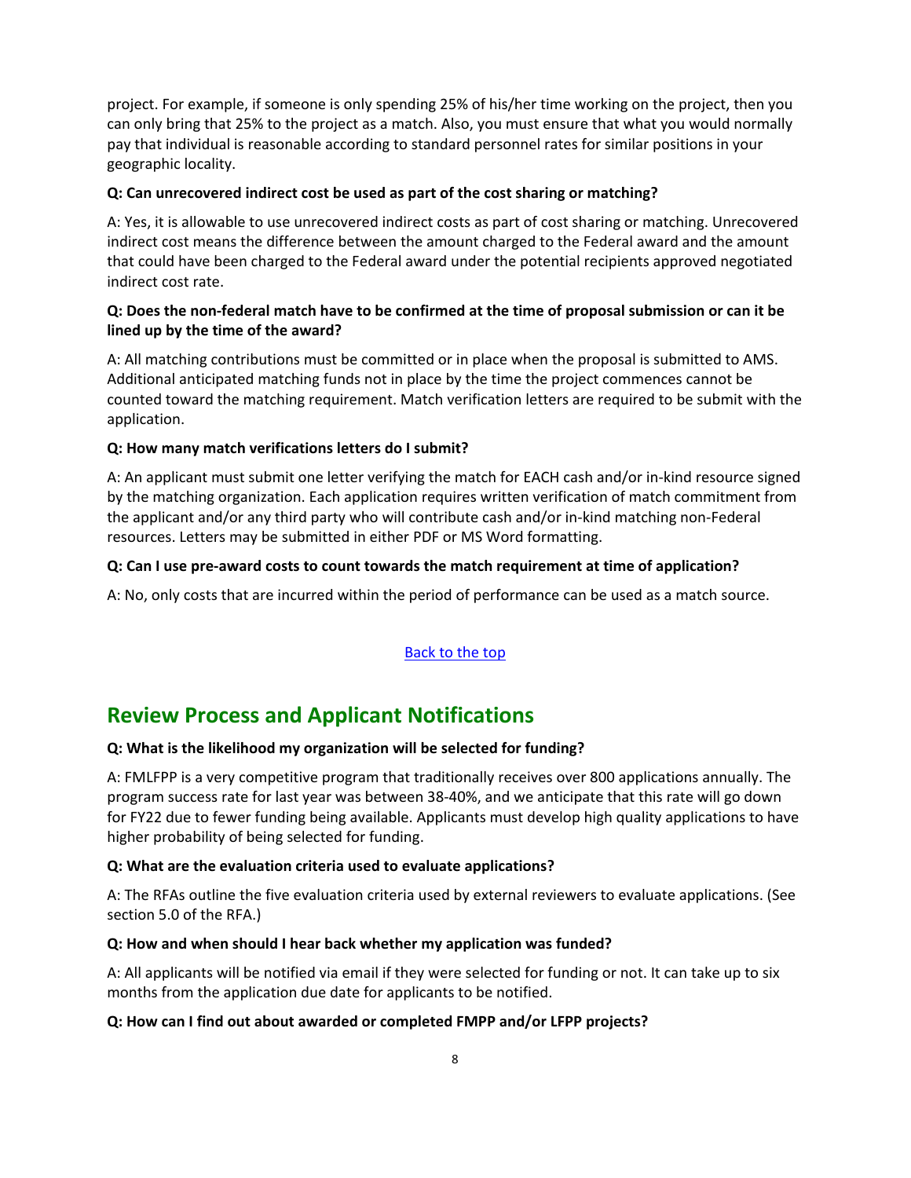project. For example, if someone is only spending 25% of his/her time working on the project, then you can only bring that 25% to the project as a match. Also, you must ensure that what you would normally pay that individual is reasonable according to standard personnel rates for similar positions in your geographic locality.

**Q: Can unrecovered indirect cost be used as part of the cost sharing or matching?**

A: Yes, it is allowable to use unrecovered indirect costs as part of cost sharing or matching. Unrecovered indirect cost means the difference between the amount charged to the Federal award and the amount that could have been charged to the Federal award under the potential recipients approved negotiated indirect cost rate.

**Q: Does the non-federal match have to be confirmed at the time of proposal submission or can it be lined up by the time of the award?**

A: All matching contributions must be committed or in place when the proposal is submitted to AMS. Additional anticipated matching funds not in place by the time the project commences cannot be counted toward the matching requirement. Match verification letters are required to be submit with the application.

**Q: How many match verifications letters do I submit?**

A: An applicant must submit one letter verifying the match for EACH cash and/or in-kind resource signed by the matching organization. Each application requires written verification of match commitment from the applicant and/or any third party who will contribute cash and/or in-kind matching non-Federal resources. Letters may be submitted in either PDF or MS Word formatting.

**Q: Can I use pre-award costs to count towards the match requirement at time of application?**

A: No, only costs that are incurred within the period of performance can be used as a match source.

Back to the top

## Review Process and Applicant Notifications

**Q: What is the likelihood my organization will be selected for funding?**

A: FMLFPP is a very competitive program that traditionally receives over 800 applications annually. The program success rate for last year was between 38-40%, and we anticipate that this rate will go down for FY22 due to fewer funding being available. Applicants must develop high quality applications to have higher probability of being selected for funding.

**Q: What are the evaluation criteria used to evaluate applications?**

A: The RFAs outline the five evaluation criteria used by external reviewers to evaluate applications. (See section 5.0 of the RFA.)

**Q: How and when should I hear back whether my application was funded?**

A: All applicants will be notified via email if they were selected for funding or not. It can take up to six months from the application due date for applicants to be notified.

**Q: How can I find out about awarded or completed FMPP and/or LFPP projects?**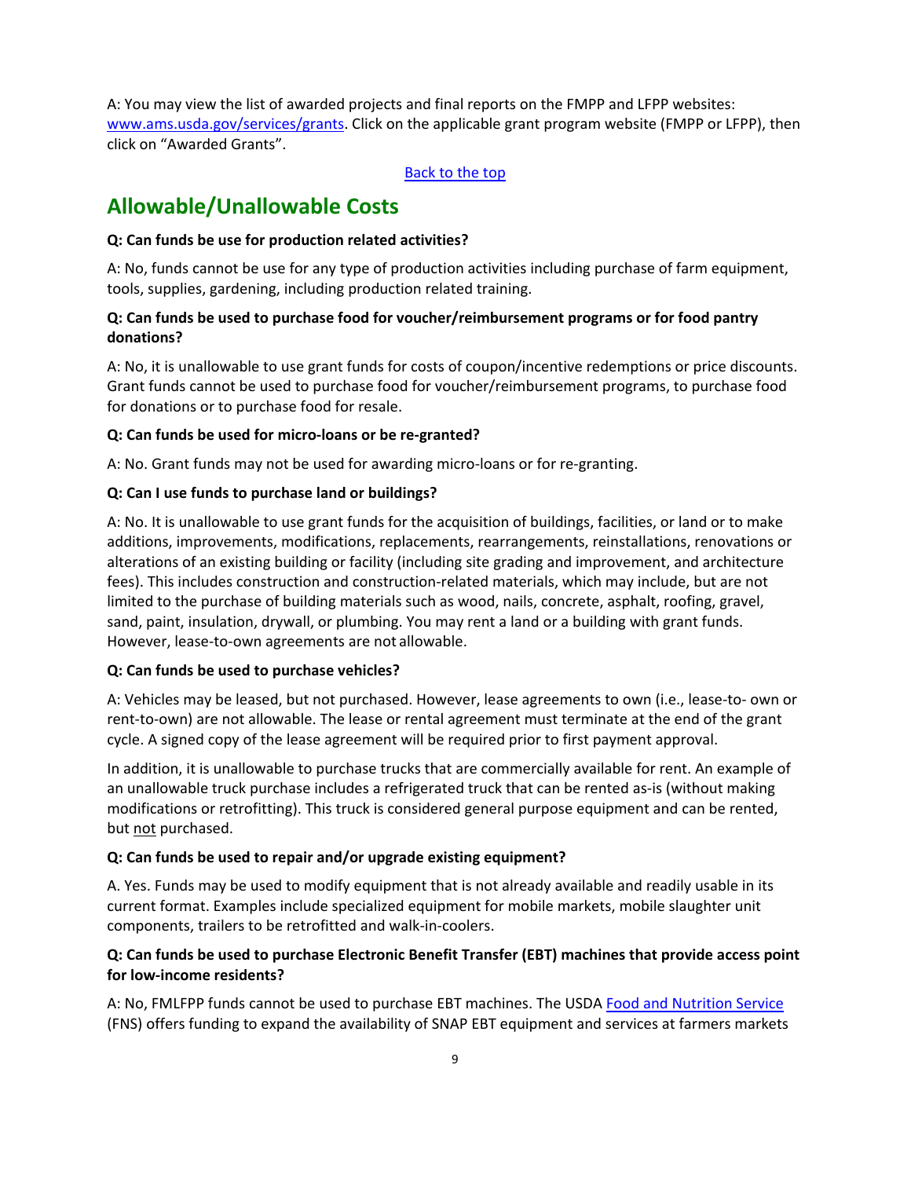A: You may view the list of awarded projects and final reports on the FMPP and LFPP websites: www.ams.usda.gov/services/grants. Click on the applicable grant program website (FMPP or LFPP), then click on “Awarded Grants”.

Back to the top

## Allowable/Unallowable Costs

**Q: Can funds be use for production related activities?**

A: No, funds cannot be use for any type of production activities including purchase of farm equipment, tools, supplies, gardening, including production related training.

**Q: Can funds be used to purchase food for voucher/reimbursement programs or for food pantry donations?**

A: No, it is unallowable to use grant funds for costs of coupon/incentive redemptions or price discounts. Grant funds cannot be used to purchase food for voucher/reimbursement programs, to purchase food for donations or to purchase food for resale.

**Q: Can funds be used for micro-loans or be re-granted?**

A: No. Grant funds may not be used for awarding micro-loans or for re-granting.

**Q: Can I use funds to purchase land or buildings?**

A: No. It is unallowable to use grant funds for the acquisition of buildings, facilities, or land or to make additions, improvements, modifications, replacements, rearrangements, reinstallations, renovations or alterations of an existing building or facility (including site grading and improvement, and architecture fees). This includes construction and construction-related materials, which may include, but are not limited to the purchase of building materials such as wood, nails, concrete, asphalt, roofing, gravel, sand, paint, insulation, drywall, or plumbing. You may rent a land or a building with grant funds. However, lease-to-own agreements are not allowable.

**Q: Can funds be used to purchase vehicles?**

A: Vehicles may be leased, but not purchased. However, lease agreements to own (i.e., lease-to- own or rent-to-own) are not allowable. The lease or rental agreement must terminate at the end of the grant cycle. A signed copy of the lease agreement will be required prior to first payment approval.

In addition, it is unallowable to purchase trucks that are commercially available for rent. An example of an unallowable truck purchase includes a refrigerated truck that can be rented as-is (without making modifications or retrofitting). This truck is considered general purpose equipment and can be rented, but not purchased.

**Q: Can funds be used to repair and/or upgrade existing equipment?**

A. Yes. Funds may be used to modify equipment that is not already available and readily usable in its current format. Examples include specialized equipment for mobile markets, mobile slaughter unit components, trailers to be retrofitted and walk-in-coolers.

**Q: Can funds be used to purchase Electronic Benefit Transfer (EBT) machines that provide access point for low-income residents?**

A: No, FMLFPP funds cannot be used to purchase EBT machines. The USDA Food and Nutrition Service (FNS) offers funding to expand the availability of SNAP EBT equipment and services at farmers markets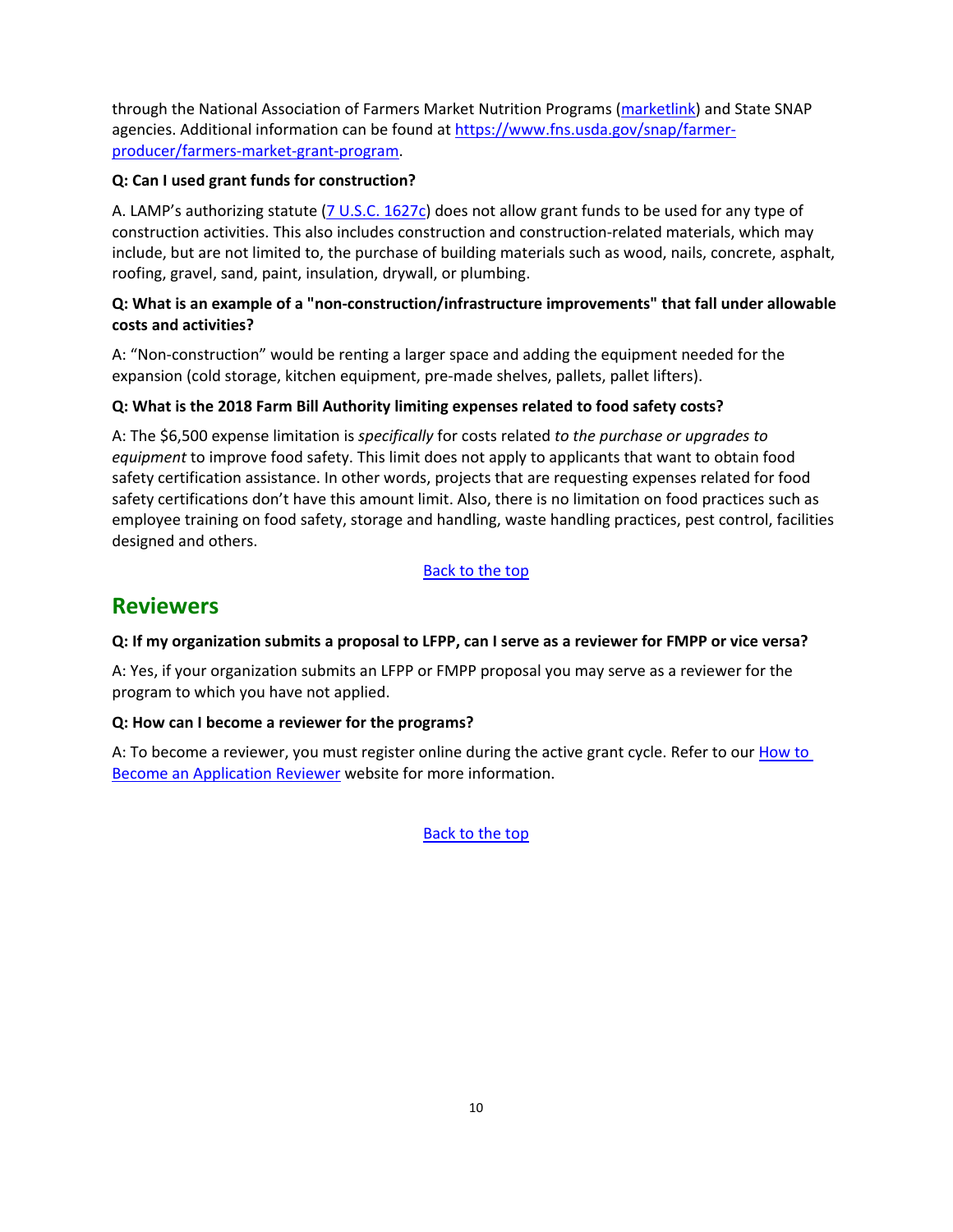through the National Association of Farmers Market Nutrition Programs ([marketlink](marketlink)) and State SNAP agencies. Additional information can be found at [https://www.fns.usda.gov/snap/farmer-producer/farmers-market-grant-program](https://www.fns.usda.gov/snap/farmer-producer/farmers-market-grant-program).

**Q: Can I used grant funds for construction?**

A. LAMP's authorizing statute ([7 U.S.C. 1627c](7 U.S.C. 1627c)) does not allow grant funds to be used for any type of construction activities. This also includes construction and construction-related materials, which may include, but are not limited to, the purchase of building materials such as wood, nails, concrete, asphalt, roofing, gravel, sand, paint, insulation, drywall, or plumbing.

**Q: What is an example of a "non-construction/infrastructure improvements" that fall under allowable costs and activities?**

A: "Non-construction" would be renting a larger space and adding the equipment needed for the expansion (cold storage, kitchen equipment, pre-made shelves, pallets, pallet lifters).

**Q: What is the 2018 Farm Bill Authority limiting expenses related to food safety costs?**

A: The $6,500 expense limitation is *specifically* for costs related *to the purchase or upgrades to equipment* to improve food safety. This limit does not apply to applicants that want to obtain food safety certification assistance. In other words, projects that are requesting expenses related for food safety certifications don't have this amount limit. Also, there is no limitation on food practices such as employee training on food safety, storage and handling, waste handling practices, pest control, facilities designed and others.

[Back to the top](Back to the top)

## Reviewers

**Q: If my organization submits a proposal to LFPP, can I serve as a reviewer for FMPP or vice versa?**

A: Yes, if your organization submits an LFPP or FMPP proposal you may serve as a reviewer for the program to which you have not applied.

**Q: How can I become a reviewer for the programs?**

A: To become a reviewer, you must register online during the active grant cycle. Refer to our [How to Become an Application Reviewer](How to Become an Application Reviewer) website for more information.

[Back to the top](Back to the top)